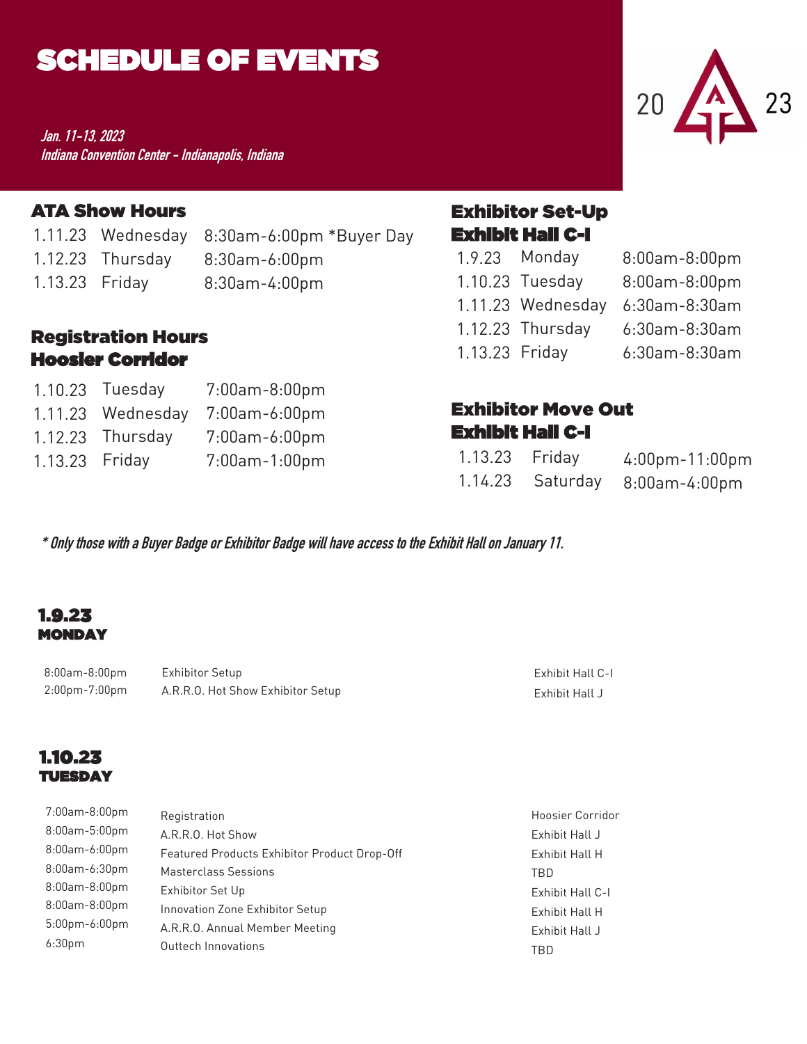# SCHEDULE OF EVENTS

*Jan. 11-13, 2023*
*Indiana Convention Center - Indianapolis, Indiana*

20 23

## ATA Show Hours

| | | |
|---|---|---|
| 1.11.23 | Wednesday | 8:30am-6:00pm *Buyer Day |
| 1.12.23 | Thursday | 8:30am-6:00pm |
| 1.13.23 | Friday | 8:30am-4:00pm |

## Registration Hours Hoosier Corridor

| | | |
|---|---|---|
| 1.10.23 | Tuesday | 7:00am-8:00pm |
| 1.11.23 | Wednesday | 7:00am-6:00pm |
| 1.12.23 | Thursday | 7:00am-6:00pm |
| 1.13.23 | Friday | 7:00am-1:00pm |

## Exhibitor Set-Up Exhibit Hall C-I

| | | |
|---|---|---|
| 1.9.23 | Monday | 8:00am-8:00pm |
| 1.10.23 | Tuesday | 8:00am-8:00pm |
| 1.11.23 | Wednesday | 6:30am-8:30am |
| 1.12.23 | Thursday | 6:30am-8:30am |
| 1.13.23 | Friday | 6:30am-8:30am |

## Exhibitor Move Out Exhibit Hall C-I

| | | |
|---|---|---|
| 1.13.23 | Friday | 4:00pm-11:00pm |
| 1.14.23 | Saturday | 8:00am-4:00pm |

***Only those with a Buyer Badge or Exhibitor Badge will have access to the Exhibit Hall on January 11.***

## 1.9.23 MONDAY

| | | |
|---|---|---|
| 8:00am-8:00pm | Exhibitor Setup | Exhibit Hall C-I |
| 2:00pm-7:00pm | A.R.R.O. Hot Show Exhibitor Setup | Exhibit Hall J |

## 1.10.23 TUESDAY

| | | |
|---|---|---|
| 7:00am-8:00pm | Registration | Hoosier Corridor |
| 8:00am-5:00pm | A.R.R.O. Hot Show | Exhibit Hall J |
| 8:00am-6:00pm | Featured Products Exhibitor Product Drop-Off | Exhibit Hall H |
| 8:00am-6:30pm | Masterclass Sessions | TBD |
| 8:00am-8:00pm | Exhibitor Set Up | Exhibit Hall C-I |
| 8:00am-8:00pm | Innovation Zone Exhibitor Setup | Exhibit Hall H |
| 5:00pm-6:00pm | A.R.R.O. Annual Member Meeting | Exhibit Hall J |
| 6:30pm | Outtech Innovations | TBD |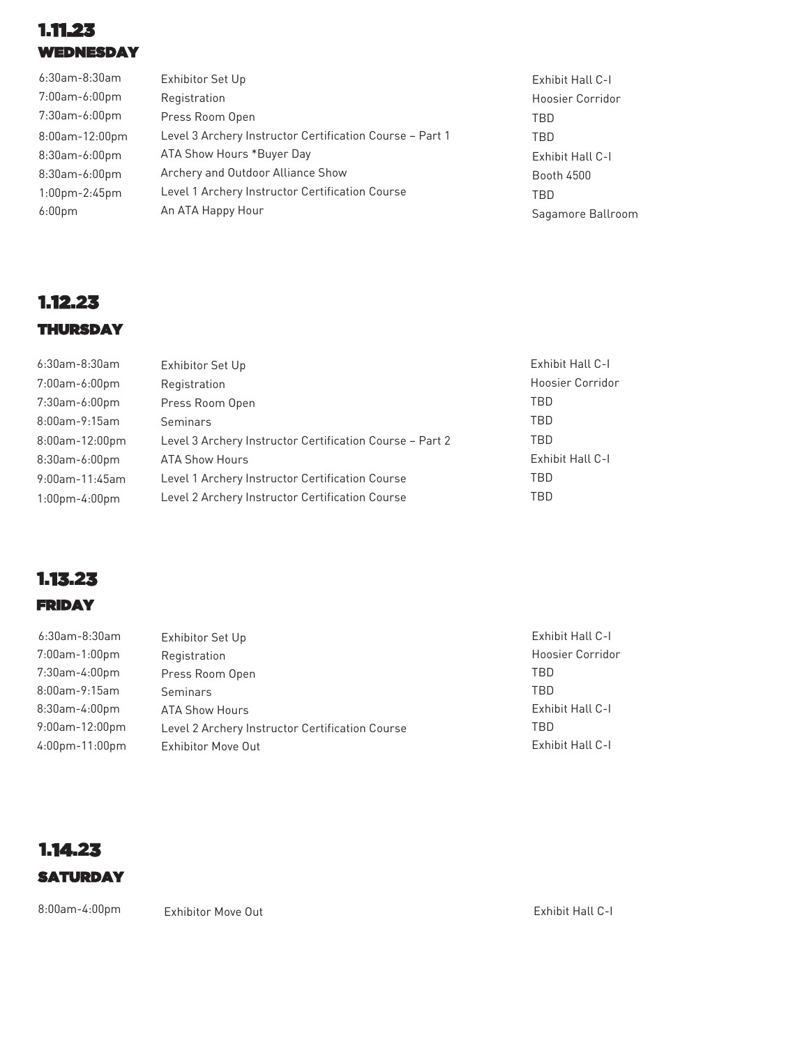## 1.11.23
### WEDNESDAY

| | | |
|---|---|---|
| 6:30am-8:30am | Exhibitor Set Up | Exhibit Hall C-I |
| 7:00am-6:00pm | Registration | Hoosier Corridor |
| 7:30am-6:00pm | Press Room Open | TBD |
| 8:00am-12:00pm | Level 3 Archery Instructor Certification Course – Part 1 | TBD |
| 8:30am-6:00pm | ATA Show Hours *Buyer Day | Exhibit Hall C-I |
| 8:30am-6:00pm | Archery and Outdoor Alliance Show | Booth 4500 |
| 1:00pm-2:45pm | Level 1 Archery Instructor Certification Course | TBD |
| 6:00pm | An ATA Happy Hour | Sagamore Ballroom |

## 1.12.23
### THURSDAY

| | | |
|---|---|---|
| 6:30am-8:30am | Exhibitor Set Up | Exhibit Hall C-I |
| 7:00am-6:00pm | Registration | Hoosier Corridor |
| 7:30am-6:00pm | Press Room Open | TBD |
| 8:00am-9:15am | Seminars | TBD |
| 8:00am-12:00pm | Level 3 Archery Instructor Certification Course – Part 2 | TBD |
| 8:30am-6:00pm | ATA Show Hours | Exhibit Hall C-I |
| 9:00am-11:45am | Level 1 Archery Instructor Certification Course | TBD |
| 1:00pm-4:00pm | Level 2 Archery Instructor Certification Course | TBD |

## 1.13.23
### FRIDAY

| | | |
|---|---|---|
| 6:30am-8:30am | Exhibitor Set Up | Exhibit Hall C-I |
| 7:00am-1:00pm | Registration | Hoosier Corridor |
| 7:30am-4:00pm | Press Room Open | TBD |
| 8:00am-9:15am | Seminars | TBD |
| 8:30am-4:00pm | ATA Show Hours | Exhibit Hall C-I |
| 9:00am-12:00pm | Level 2 Archery Instructor Certification Course | TBD |
| 4:00pm-11:00pm | Exhibitor Move Out | Exhibit Hall C-I |

## 1.14.23
### SATURDAY

| | | |
|---|---|---|
| 8:00am-4:00pm | Exhibitor Move Out | Exhibit Hall C-I |